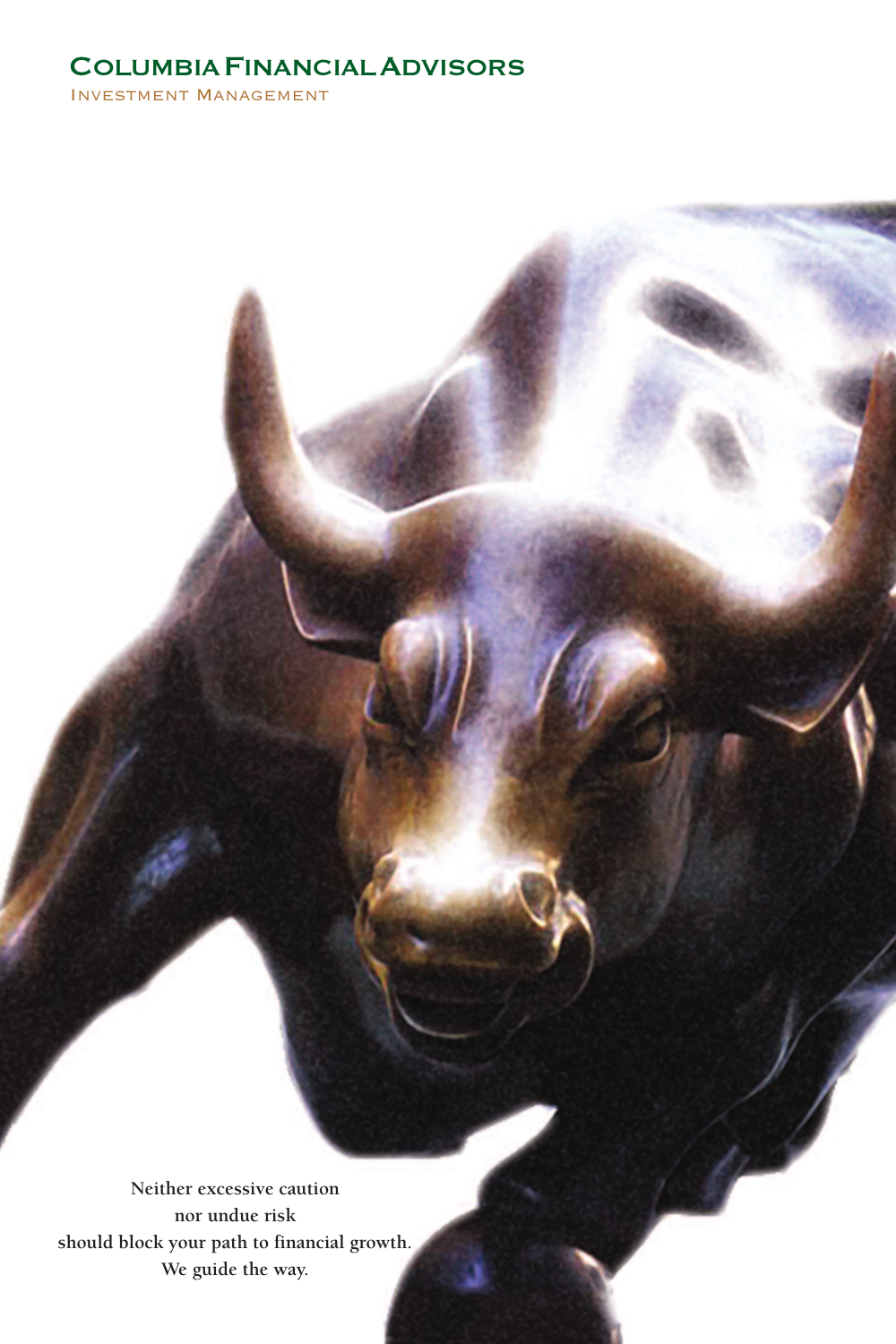# Columbia Financial Advisors

Investment Management

Neither excessive caution
nor undue risk
should block your path to financial growth.
We guide the way.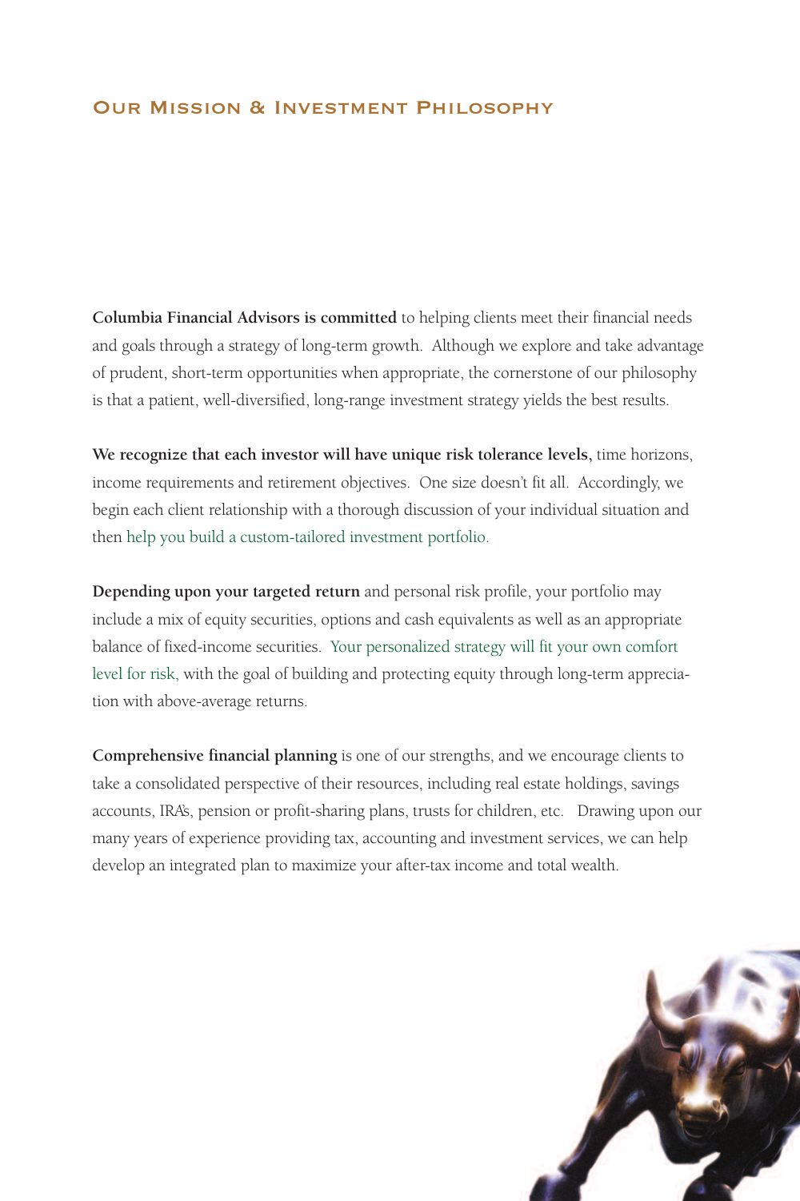## Our Mission & Investment Philosophy

**Columbia Financial Advisors is committed** to helping clients meet their financial needs and goals through a strategy of long-term growth. Although we explore and take advantage of prudent, short-term opportunities when appropriate, the cornerstone of our philosophy is that a patient, well-diversified, long-range investment strategy yields the best results.

**We recognize that each investor will have unique risk tolerance levels,** time horizons, income requirements and retirement objectives. One size doesn't fit all. Accordingly, we begin each client relationship with a thorough discussion of your individual situation and then help you build a custom-tailored investment portfolio.

**Depending upon your targeted return** and personal risk profile, your portfolio may include a mix of equity securities, options and cash equivalents as well as an appropriate balance of fixed-income securities. Your personalized strategy will fit your own comfort level for risk, with the goal of building and protecting equity through long-term appreciation with above-average returns.

**Comprehensive financial planning** is one of our strengths, and we encourage clients to take a consolidated perspective of their resources, including real estate holdings, savings accounts, IRA's, pension or profit-sharing plans, trusts for children, etc. Drawing upon our many years of experience providing tax, accounting and investment services, we can help develop an integrated plan to maximize your after-tax income and total wealth.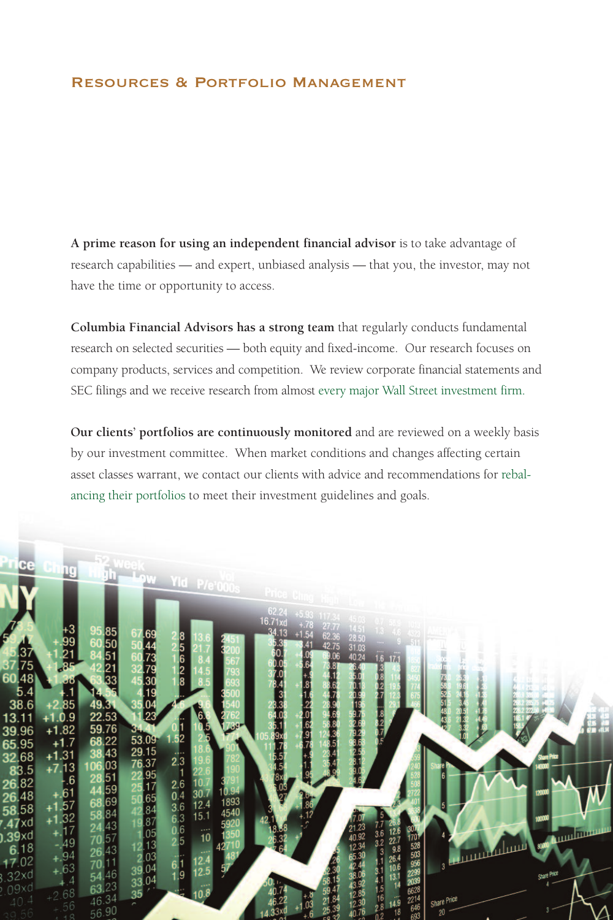## Resources & Portfolio Management

**A prime reason for using an independent financial advisor** is to take advantage of research capabilities — and expert, unbiased analysis — that you, the investor, may not have the time or opportunity to access.

**Columbia Financial Advisors has a strong team** that regularly conducts fundamental research on selected securities — both equity and fixed-income. Our research focuses on company products, services and competition. We review corporate financial statements and SEC filings and we receive research from almost every major Wall Street investment firm.

**Our clients' portfolios are continuously monitored** and are reviewed on a weekly basis by our investment committee. When market conditions and changes affecting certain asset classes warrant, we contact our clients with advice and recommendations for rebalancing their portfolios to meet their investment guidelines and goals.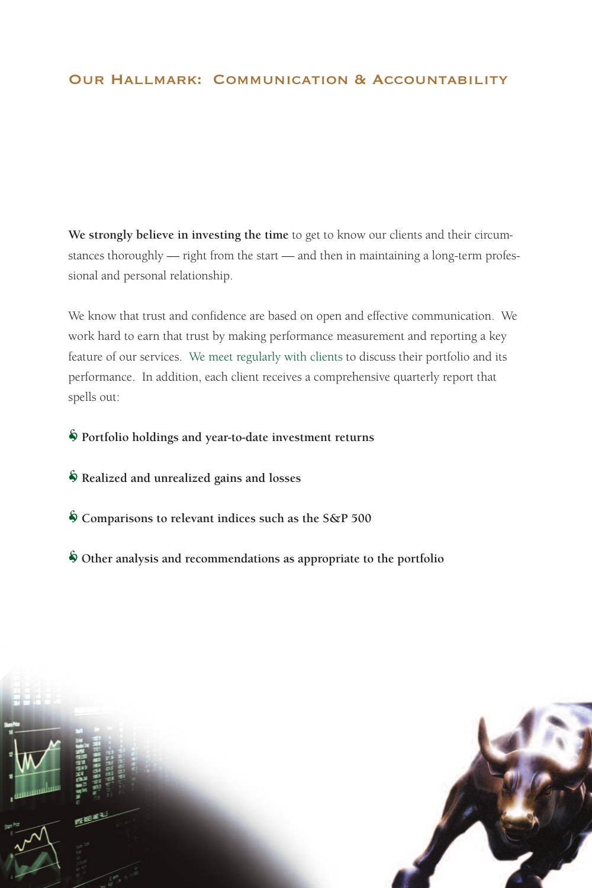## Our Hallmark: Communication & Accountability

**We strongly believe in investing the time** to get to know our clients and their circumstances thoroughly — right from the start — and then in maintaining a long-term professional and personal relationship.

We know that trust and confidence are based on open and effective communication. We work hard to earn that trust by making performance measurement and reporting a key feature of our services. We meet regularly with clients to discuss their portfolio and its performance. In addition, each client receives a comprehensive quarterly report that spells out:

- **Portfolio holdings and year-to-date investment returns**
- **Realized and unrealized gains and losses**
- **Comparisons to relevant indices such as the S&P 500**
- **Other analysis and recommendations as appropriate to the portfolio**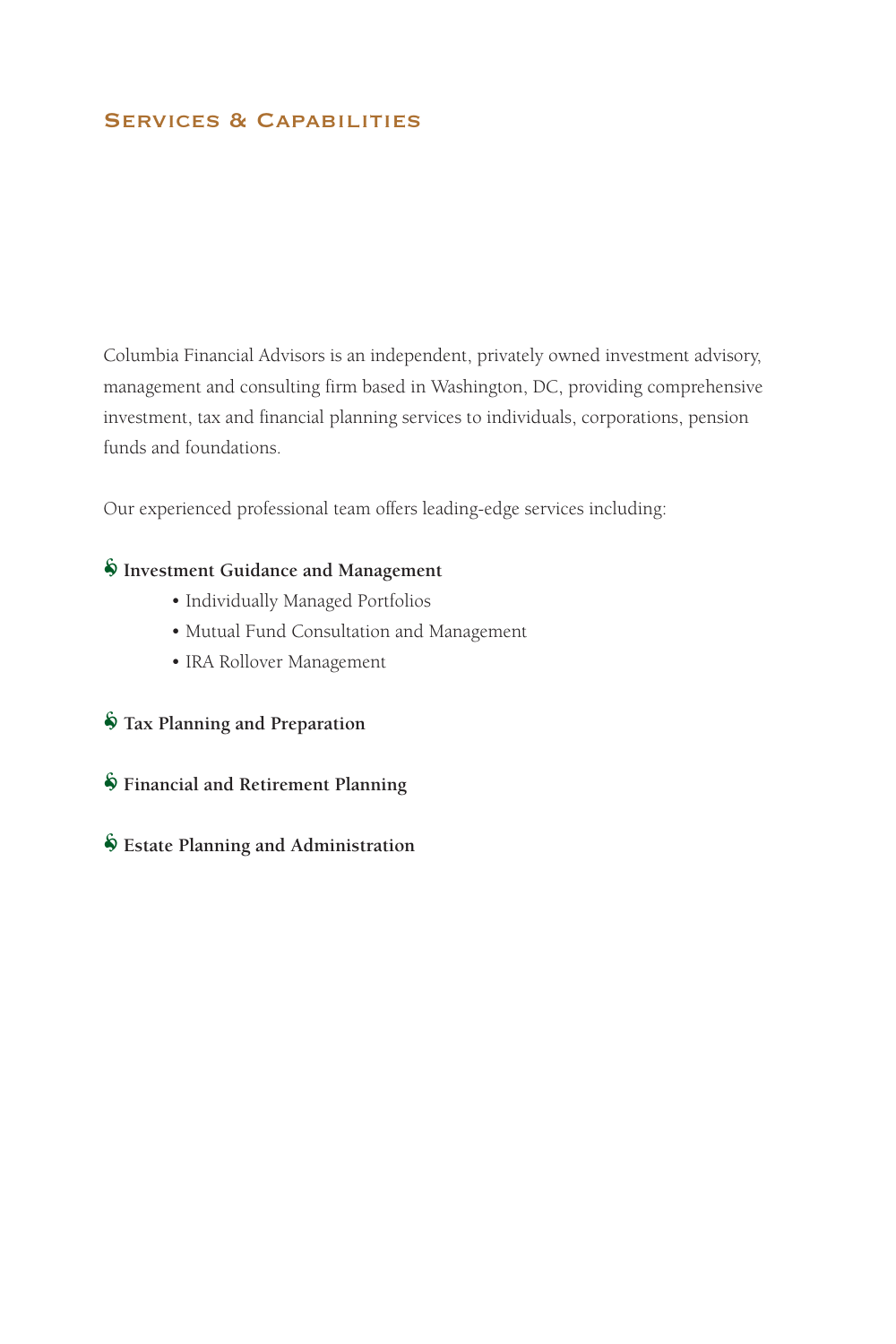## Services & Capabilities

Columbia Financial Advisors is an independent, privately owned investment advisory, management and consulting firm based in Washington, DC, providing comprehensive investment, tax and financial planning services to individuals, corporations, pension funds and foundations.

Our experienced professional team offers leading-edge services including:

- **Investment Guidance and Management**
  - Individually Managed Portfolios
  - Mutual Fund Consultation and Management
  - IRA Rollover Management

- **Tax Planning and Preparation**

- **Financial and Retirement Planning**

- **Estate Planning and Administration**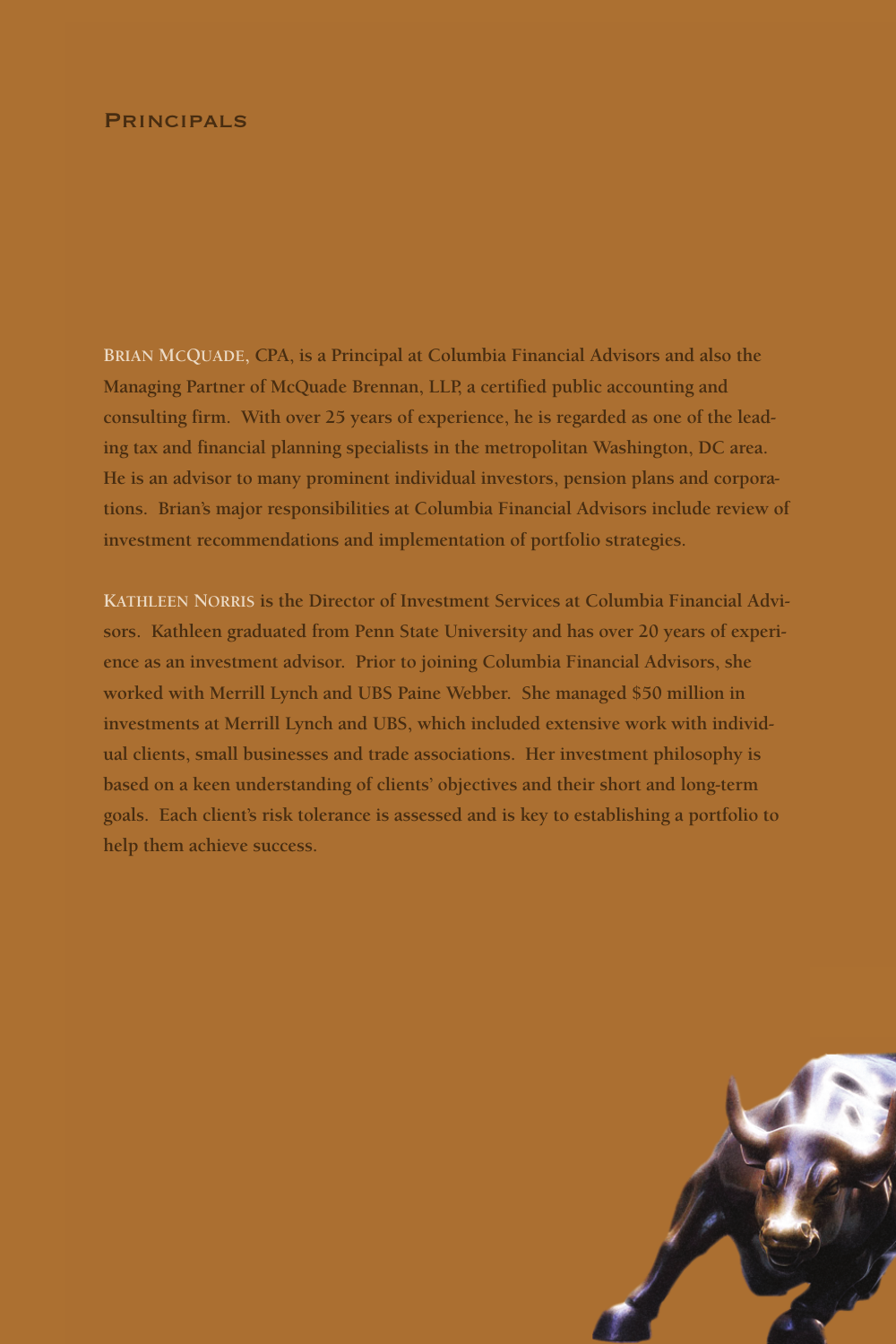## Principals

**Brian McQuade**, CPA, is a Principal at Columbia Financial Advisors and also the Managing Partner of McQuade Brennan, LLP, a certified public accounting and consulting firm. With over 25 years of experience, he is regarded as one of the leading tax and financial planning specialists in the metropolitan Washington, DC area. He is an advisor to many prominent individual investors, pension plans and corporations. Brian's major responsibilities at Columbia Financial Advisors include review of investment recommendations and implementation of portfolio strategies.

**Kathleen Norris** is the Director of Investment Services at Columbia Financial Advisors. Kathleen graduated from Penn State University and has over 20 years of experience as an investment advisor. Prior to joining Columbia Financial Advisors, she worked with Merrill Lynch and UBS Paine Webber. She managed $50 million in investments at Merrill Lynch and UBS, which included extensive work with individual clients, small businesses and trade associations. Her investment philosophy is based on a keen understanding of clients' objectives and their short and long-term goals. Each client's risk tolerance is assessed and is key to establishing a portfolio to help them achieve success.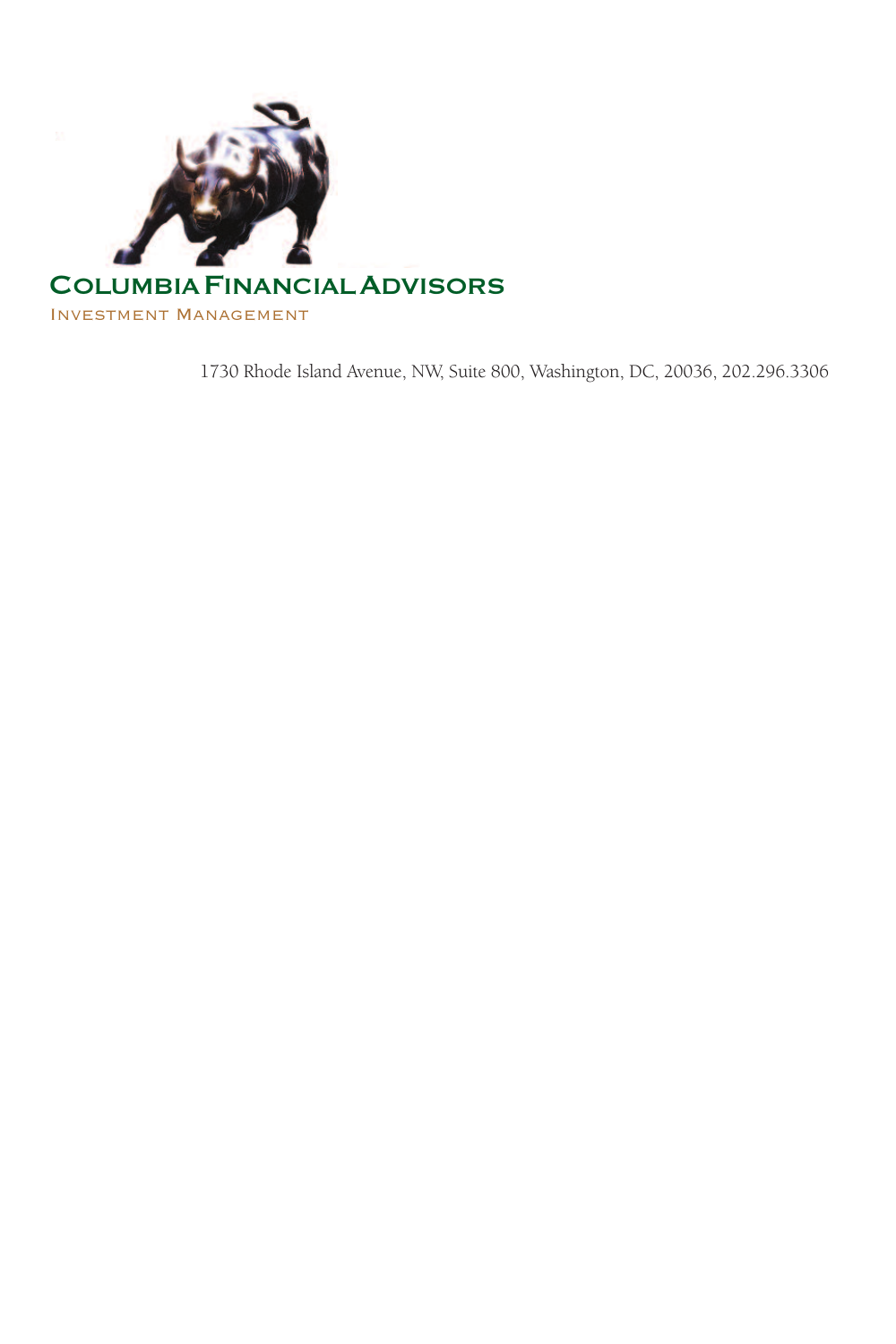# Columbia Financial Advisors

Investment Management

1730 Rhode Island Avenue, NW, Suite 800, Washington, DC, 20036, 202.296.3306